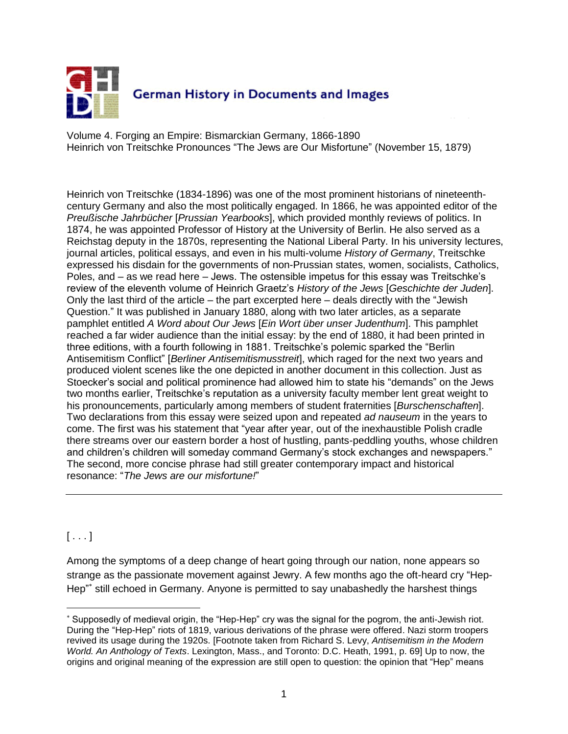German History in Documents and Images

Volume 4. Forging an Empire: Bismarckian Germany, 1866-1890
Heinrich von Treitschke Pronounces "The Jews are Our Misfortune" (November 15, 1879)

Heinrich von Treitschke (1834-1896) was one of the most prominent historians of nineteenth-century Germany and also the most politically engaged. In 1866, he was appointed editor of the *Preußische Jahrbücher* [*Prussian Yearbooks*], which provided monthly reviews of politics. In 1874, he was appointed Professor of History at the University of Berlin. He also served as a Reichstag deputy in the 1870s, representing the National Liberal Party. In his university lectures, journal articles, political essays, and even in his multi-volume *History of Germany*, Treitschke expressed his disdain for the governments of non-Prussian states, women, socialists, Catholics, Poles, and – as we read here – Jews. The ostensible impetus for this essay was Treitschke's review of the eleventh volume of Heinrich Graetz's *History of the Jews* [*Geschichte der Juden*]. Only the last third of the article – the part excerpted here – deals directly with the "Jewish Question." It was published in January 1880, along with two later articles, as a separate pamphlet entitled *A Word about Our Jews* [*Ein Wort über unser Judenthum*]. This pamphlet reached a far wider audience than the initial essay: by the end of 1880, it had been printed in three editions, with a fourth following in 1881. Treitschke's polemic sparked the "Berlin Antisemitism Conflict" [*Berliner Antisemitismusstreit*], which raged for the next two years and produced violent scenes like the one depicted in another document in this collection. Just as Stoecker's social and political prominence had allowed him to state his "demands" on the Jews two months earlier, Treitschke's reputation as a university faculty member lent great weight to his pronouncements, particularly among members of student fraternities [*Burschenschaften*]. Two declarations from this essay were seized upon and repeated *ad nauseum* in the years to come. The first was his statement that "year after year, out of the inexhaustible Polish cradle there streams over our eastern border a host of hustling, pants-peddling youths, whose children and children's children will someday command Germany's stock exchanges and newspapers." The second, more concise phrase had still greater contemporary impact and historical resonance: "*The Jews are our misfortune!*"

---

[ . . . ]

Among the symptoms of a deep change of heart going through our nation, none appears so strange as the passionate movement against Jewry. A few months ago the oft-heard cry "Hep-Hep"[*] still echoed in Germany. Anyone is permitted to say unabashedly the harshest things

[*] Supposedly of medieval origin, the "Hep-Hep" cry was the signal for the pogrom, the anti-Jewish riot. During the "Hep-Hep" riots of 1819, various derivations of the phrase were offered. Nazi storm troopers revived its usage during the 1920s. [Footnote taken from Richard S. Levy, *Antisemitism in the Modern World. An Anthology of Texts*. Lexington, Mass., and Toronto: D.C. Heath, 1991, p. 69] Up to now, the origins and original meaning of the expression are still open to question: the opinion that "Hep" means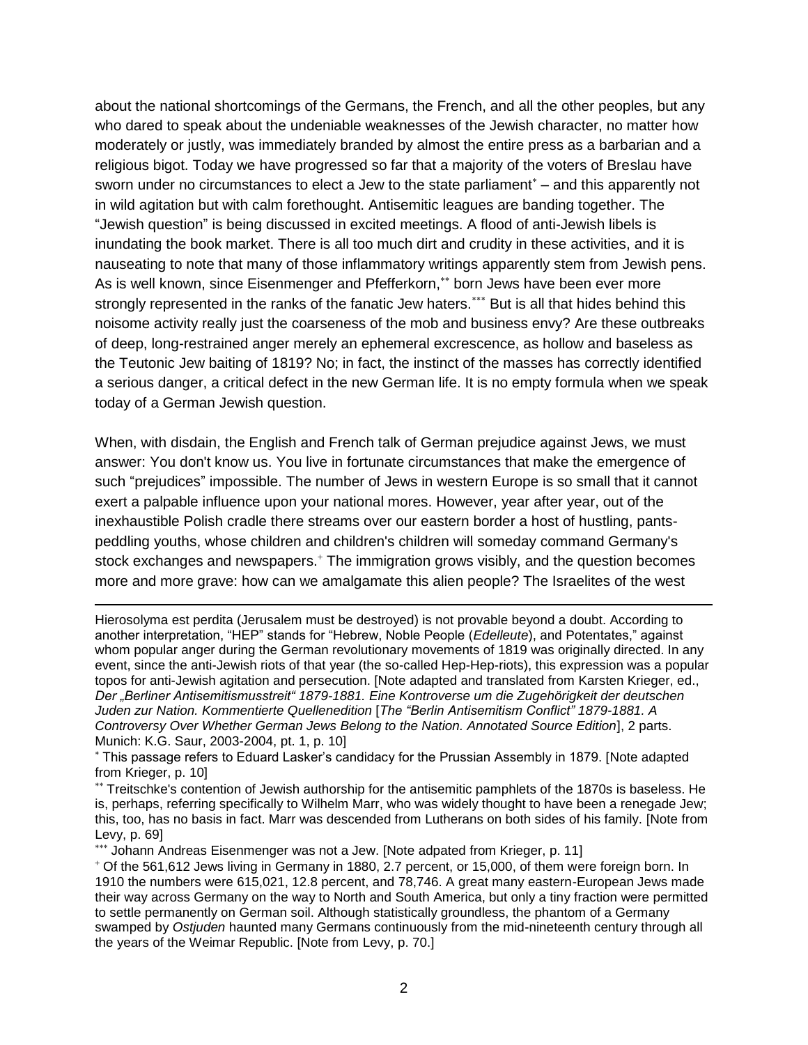about the national shortcomings of the Germans, the French, and all the other peoples, but any who dared to speak about the undeniable weaknesses of the Jewish character, no matter how moderately or justly, was immediately branded by almost the entire press as a barbarian and a religious bigot. Today we have progressed so far that a majority of the voters of Breslau have sworn under no circumstances to elect a Jew to the state parliament[*] – and this apparently not in wild agitation but with calm forethought. Antisemitic leagues are banding together. The "Jewish question" is being discussed in excited meetings. A flood of anti-Jewish libels is inundating the book market. There is all too much dirt and crudity in these activities, and it is nauseating to note that many of those inflammatory writings apparently stem from Jewish pens. As is well known, since Eisenmenger and Pfefferkorn,[**] born Jews have been ever more strongly represented in the ranks of the fanatic Jew haters.[***] But is all that hides behind this noisome activity really just the coarseness of the mob and business envy? Are these outbreaks of deep, long-restrained anger merely an ephemeral excrescence, as hollow and baseless as the Teutonic Jew baiting of 1819? No; in fact, the instinct of the masses has correctly identified a serious danger, a critical defect in the new German life. It is no empty formula when we speak today of a German Jewish question.

When, with disdain, the English and French talk of German prejudice against Jews, we must answer: You don't know us. You live in fortunate circumstances that make the emergence of such "prejudices" impossible. The number of Jews in western Europe is so small that it cannot exert a palpable influence upon your national mores. However, year after year, out of the inexhaustible Polish cradle there streams over our eastern border a host of hustling, pants-peddling youths, whose children and children's children will someday command Germany's stock exchanges and newspapers.[+] The immigration grows visibly, and the question becomes more and more grave: how can we amalgamate this alien people? The Israelites of the west

---

Hierosolyma est perdita (Jerusalem must be destroyed) is not provable beyond a doubt. According to another interpretation, "HEP" stands for "Hebrew, Noble People (*Edelleute*), and Potentates," against whom popular anger during the German revolutionary movements of 1819 was originally directed. In any event, since the anti-Jewish riots of that year (the so-called Hep-Hep-riots), this expression was a popular topos for anti-Jewish agitation and persecution. [Note adapted and translated from Karsten Krieger, ed., *Der „Berliner Antisemitismusstreit" 1879-1881. Eine Kontroverse um die Zugehörigkeit der deutschen Juden zur Nation. Kommentierte Quellenedition* [*The "Berlin Antisemitism Conflict" 1879-1881. A Controversy Over Whether German Jews Belong to the Nation. Annotated Source Edition*], 2 parts. Munich: K.G. Saur, 2003-2004, pt. 1, p. 10]

[*] This passage refers to Eduard Lasker's candidacy for the Prussian Assembly in 1879. [Note adapted from Krieger, p. 10]

[**] Treitschke's contention of Jewish authorship for the antisemitic pamphlets of the 1870s is baseless. He is, perhaps, referring specifically to Wilhelm Marr, who was widely thought to have been a renegade Jew; this, too, has no basis in fact. Marr was descended from Lutherans on both sides of his family. [Note from Levy, p. 69]

[***] Johann Andreas Eisenmenger was not a Jew. [Note adpated from Krieger, p. 11]

[+] Of the 561,612 Jews living in Germany in 1880, 2.7 percent, or 15,000, of them were foreign born. In 1910 the numbers were 615,021, 12.8 percent, and 78,746. A great many eastern-European Jews made their way across Germany on the way to North and South America, but only a tiny fraction were permitted to settle permanently on German soil. Although statistically groundless, the phantom of a Germany swamped by *Ostjuden* haunted many Germans continuously from the mid-nineteenth century through all the years of the Weimar Republic. [Note from Levy, p. 70.]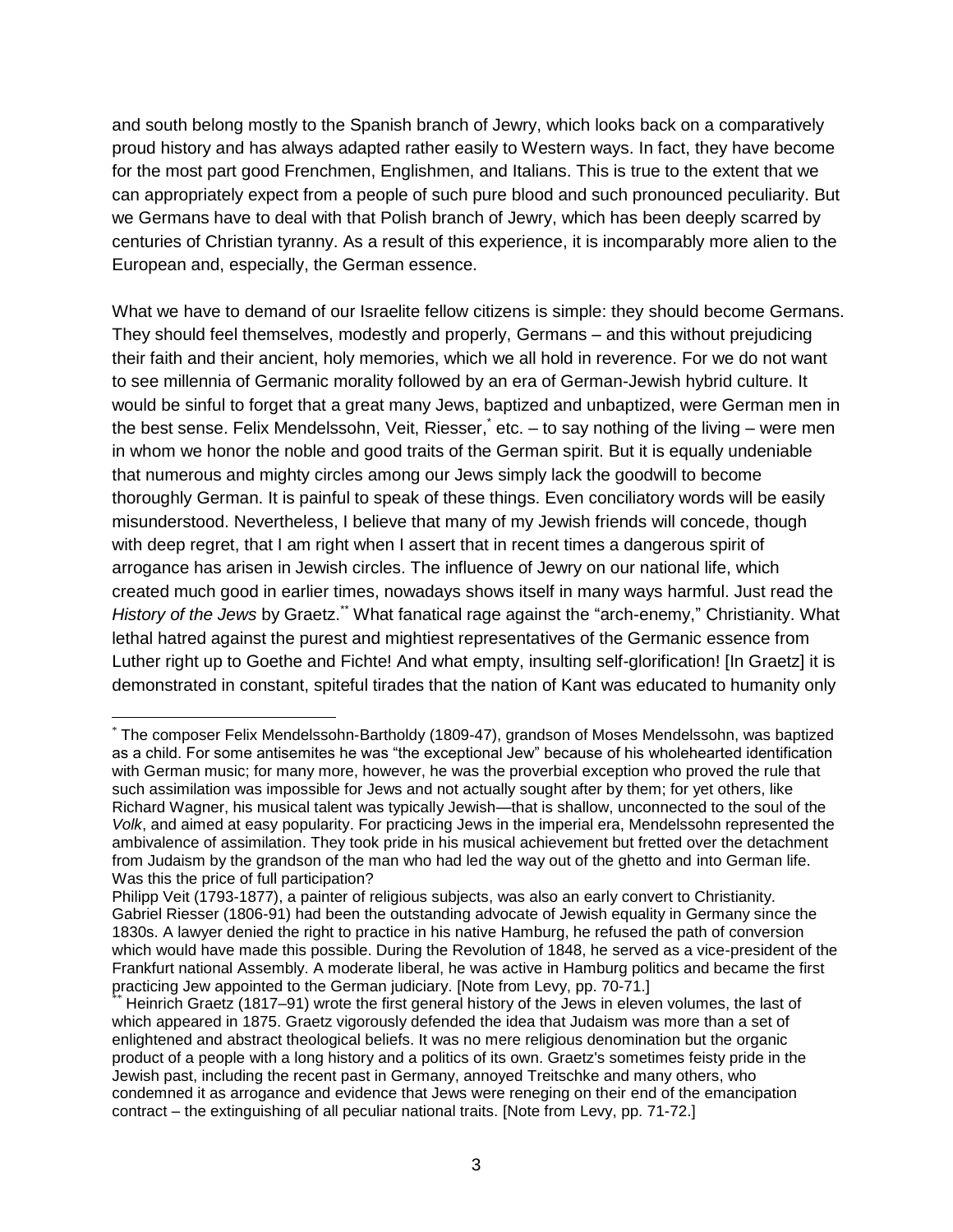and south belong mostly to the Spanish branch of Jewry, which looks back on a comparatively proud history and has always adapted rather easily to Western ways. In fact, they have become for the most part good Frenchmen, Englishmen, and Italians. This is true to the extent that we can appropriately expect from a people of such pure blood and such pronounced peculiarity. But we Germans have to deal with that Polish branch of Jewry, which has been deeply scarred by centuries of Christian tyranny. As a result of this experience, it is incomparably more alien to the European and, especially, the German essence.

What we have to demand of our Israelite fellow citizens is simple: they should become Germans. They should feel themselves, modestly and properly, Germans – and this without prejudicing their faith and their ancient, holy memories, which we all hold in reverence. For we do not want to see millennia of Germanic morality followed by an era of German-Jewish hybrid culture. It would be sinful to forget that a great many Jews, baptized and unbaptized, were German men in the best sense. Felix Mendelssohn, Veit, Riesser,[*] etc. – to say nothing of the living – were men in whom we honor the noble and good traits of the German spirit. But it is equally undeniable that numerous and mighty circles among our Jews simply lack the goodwill to become thoroughly German. It is painful to speak of these things. Even conciliatory words will be easily misunderstood. Nevertheless, I believe that many of my Jewish friends will concede, though with deep regret, that I am right when I assert that in recent times a dangerous spirit of arrogance has arisen in Jewish circles. The influence of Jewry on our national life, which created much good in earlier times, nowadays shows itself in many ways harmful. Just read the *History of the Jews* by Graetz.[**] What fanatical rage against the "arch-enemy," Christianity. What lethal hatred against the purest and mightiest representatives of the Germanic essence from Luther right up to Goethe and Fichte! And what empty, insulting self-glorification! [In Graetz] it is demonstrated in constant, spiteful tirades that the nation of Kant was educated to humanity only

---

[*] The composer Felix Mendelssohn-Bartholdy (1809-47), grandson of Moses Mendelssohn, was baptized as a child. For some antisemites he was "the exceptional Jew" because of his wholehearted identification with German music; for many more, however, he was the proverbial exception who proved the rule that such assimilation was impossible for Jews and not actually sought after by them; for yet others, like Richard Wagner, his musical talent was typically Jewish—that is shallow, unconnected to the soul of the *Volk*, and aimed at easy popularity. For practicing Jews in the imperial era, Mendelssohn represented the ambivalence of assimilation. They took pride in his musical achievement but fretted over the detachment from Judaism by the grandson of the man who had led the way out of the ghetto and into German life. Was this the price of full participation?

Philipp Veit (1793-1877), a painter of religious subjects, was also an early convert to Christianity. Gabriel Riesser (1806-91) had been the outstanding advocate of Jewish equality in Germany since the 1830s. A lawyer denied the right to practice in his native Hamburg, he refused the path of conversion which would have made this possible. During the Revolution of 1848, he served as a vice-president of the Frankfurt national Assembly. A moderate liberal, he was active in Hamburg politics and became the first practicing Jew appointed to the German judiciary. [Note from Levy, pp. 70-71.]

[**] Heinrich Graetz (1817–91) wrote the first general history of the Jews in eleven volumes, the last of which appeared in 1875. Graetz vigorously defended the idea that Judaism was more than a set of enlightened and abstract theological beliefs. It was no mere religious denomination but the organic product of a people with a long history and a politics of its own. Graetz's sometimes feisty pride in the Jewish past, including the recent past in Germany, annoyed Treitschke and many others, who condemned it as arrogance and evidence that Jews were reneging on their end of the emancipation contract – the extinguishing of all peculiar national traits. [Note from Levy, pp. 71-72.]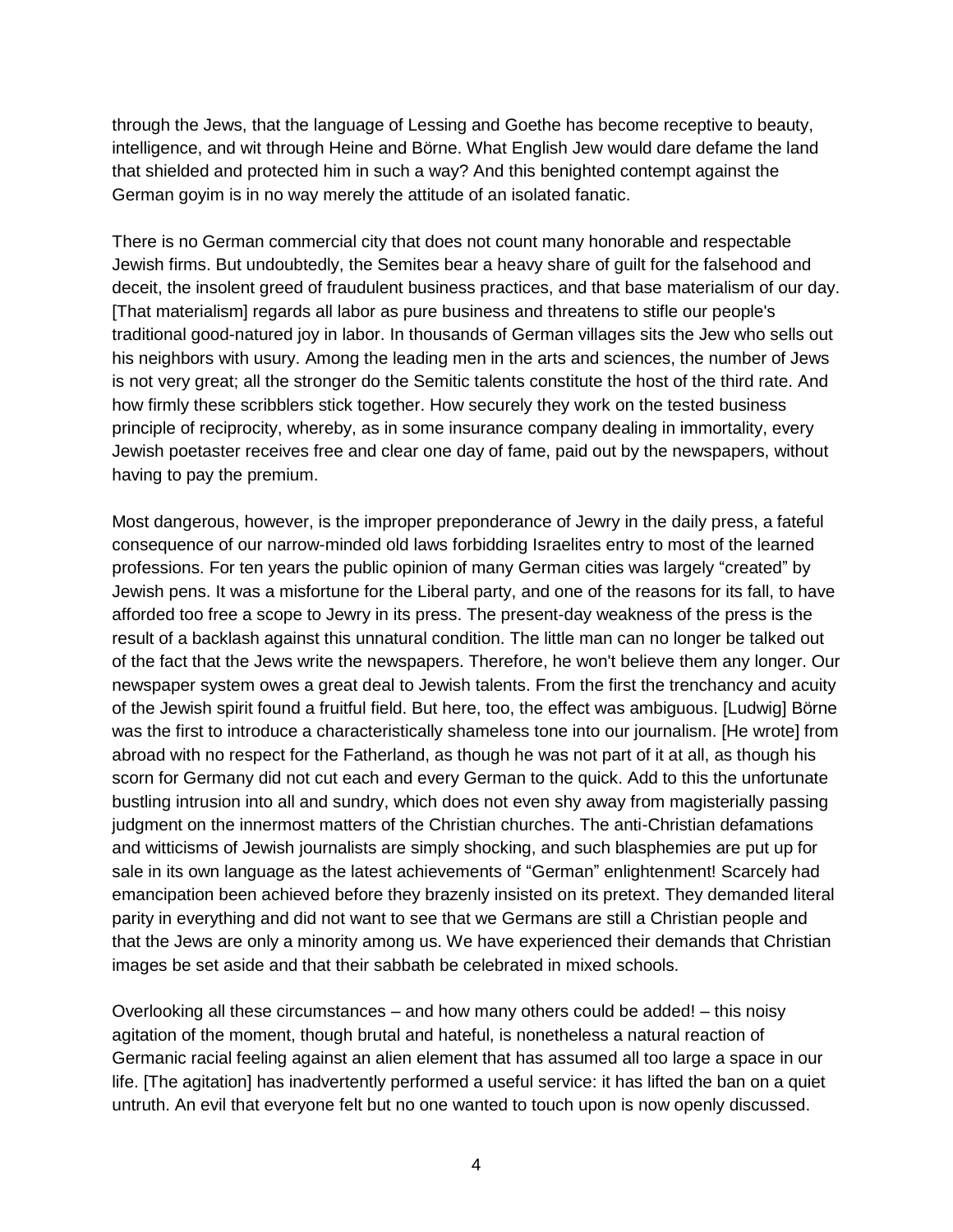through the Jews, that the language of Lessing and Goethe has become receptive to beauty, intelligence, and wit through Heine and Börne. What English Jew would dare defame the land that shielded and protected him in such a way? And this benighted contempt against the German goyim is in no way merely the attitude of an isolated fanatic.

There is no German commercial city that does not count many honorable and respectable Jewish firms. But undoubtedly, the Semites bear a heavy share of guilt for the falsehood and deceit, the insolent greed of fraudulent business practices, and that base materialism of our day. [That materialism] regards all labor as pure business and threatens to stifle our people's traditional good-natured joy in labor. In thousands of German villages sits the Jew who sells out his neighbors with usury. Among the leading men in the arts and sciences, the number of Jews is not very great; all the stronger do the Semitic talents constitute the host of the third rate. And how firmly these scribblers stick together. How securely they work on the tested business principle of reciprocity, whereby, as in some insurance company dealing in immortality, every Jewish poetaster receives free and clear one day of fame, paid out by the newspapers, without having to pay the premium.

Most dangerous, however, is the improper preponderance of Jewry in the daily press, a fateful consequence of our narrow-minded old laws forbidding Israelites entry to most of the learned professions. For ten years the public opinion of many German cities was largely "created" by Jewish pens. It was a misfortune for the Liberal party, and one of the reasons for its fall, to have afforded too free a scope to Jewry in its press. The present-day weakness of the press is the result of a backlash against this unnatural condition. The little man can no longer be talked out of the fact that the Jews write the newspapers. Therefore, he won't believe them any longer. Our newspaper system owes a great deal to Jewish talents. From the first the trenchancy and acuity of the Jewish spirit found a fruitful field. But here, too, the effect was ambiguous. [Ludwig] Börne was the first to introduce a characteristically shameless tone into our journalism. [He wrote] from abroad with no respect for the Fatherland, as though he was not part of it at all, as though his scorn for Germany did not cut each and every German to the quick. Add to this the unfortunate bustling intrusion into all and sundry, which does not even shy away from magisterially passing judgment on the innermost matters of the Christian churches. The anti-Christian defamations and witticisms of Jewish journalists are simply shocking, and such blasphemies are put up for sale in its own language as the latest achievements of "German" enlightenment! Scarcely had emancipation been achieved before they brazenly insisted on its pretext. They demanded literal parity in everything and did not want to see that we Germans are still a Christian people and that the Jews are only a minority among us. We have experienced their demands that Christian images be set aside and that their sabbath be celebrated in mixed schools.

Overlooking all these circumstances – and how many others could be added! – this noisy agitation of the moment, though brutal and hateful, is nonetheless a natural reaction of Germanic racial feeling against an alien element that has assumed all too large a space in our life. [The agitation] has inadvertently performed a useful service: it has lifted the ban on a quiet untruth. An evil that everyone felt but no one wanted to touch upon is now openly discussed.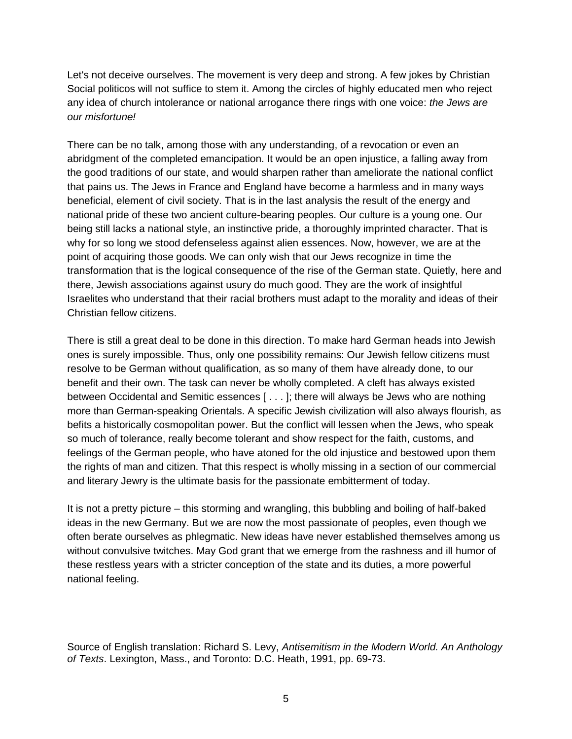Let's not deceive ourselves. The movement is very deep and strong. A few jokes by Christian Social politicos will not suffice to stem it. Among the circles of highly educated men who reject any idea of church intolerance or national arrogance there rings with one voice: *the Jews are our misfortune!*

There can be no talk, among those with any understanding, of a revocation or even an abridgment of the completed emancipation. It would be an open injustice, a falling away from the good traditions of our state, and would sharpen rather than ameliorate the national conflict that pains us. The Jews in France and England have become a harmless and in many ways beneficial, element of civil society. That is in the last analysis the result of the energy and national pride of these two ancient culture-bearing peoples. Our culture is a young one. Our being still lacks a national style, an instinctive pride, a thoroughly imprinted character. That is why for so long we stood defenseless against alien essences. Now, however, we are at the point of acquiring those goods. We can only wish that our Jews recognize in time the transformation that is the logical consequence of the rise of the German state. Quietly, here and there, Jewish associations against usury do much good. They are the work of insightful Israelites who understand that their racial brothers must adapt to the morality and ideas of their Christian fellow citizens.

There is still a great deal to be done in this direction. To make hard German heads into Jewish ones is surely impossible. Thus, only one possibility remains: Our Jewish fellow citizens must resolve to be German without qualification, as so many of them have already done, to our benefit and their own. The task can never be wholly completed. A cleft has always existed between Occidental and Semitic essences [ . . . ]; there will always be Jews who are nothing more than German-speaking Orientals. A specific Jewish civilization will also always flourish, as befits a historically cosmopolitan power. But the conflict will lessen when the Jews, who speak so much of tolerance, really become tolerant and show respect for the faith, customs, and feelings of the German people, who have atoned for the old injustice and bestowed upon them the rights of man and citizen. That this respect is wholly missing in a section of our commercial and literary Jewry is the ultimate basis for the passionate embitterment of today.

It is not a pretty picture – this storming and wrangling, this bubbling and boiling of half-baked ideas in the new Germany. But we are now the most passionate of peoples, even though we often berate ourselves as phlegmatic. New ideas have never established themselves among us without convulsive twitches. May God grant that we emerge from the rashness and ill humor of these restless years with a stricter conception of the state and its duties, a more powerful national feeling.

Source of English translation: Richard S. Levy, *Antisemitism in the Modern World. An Anthology of Texts*. Lexington, Mass., and Toronto: D.C. Heath, 1991, pp. 69-73.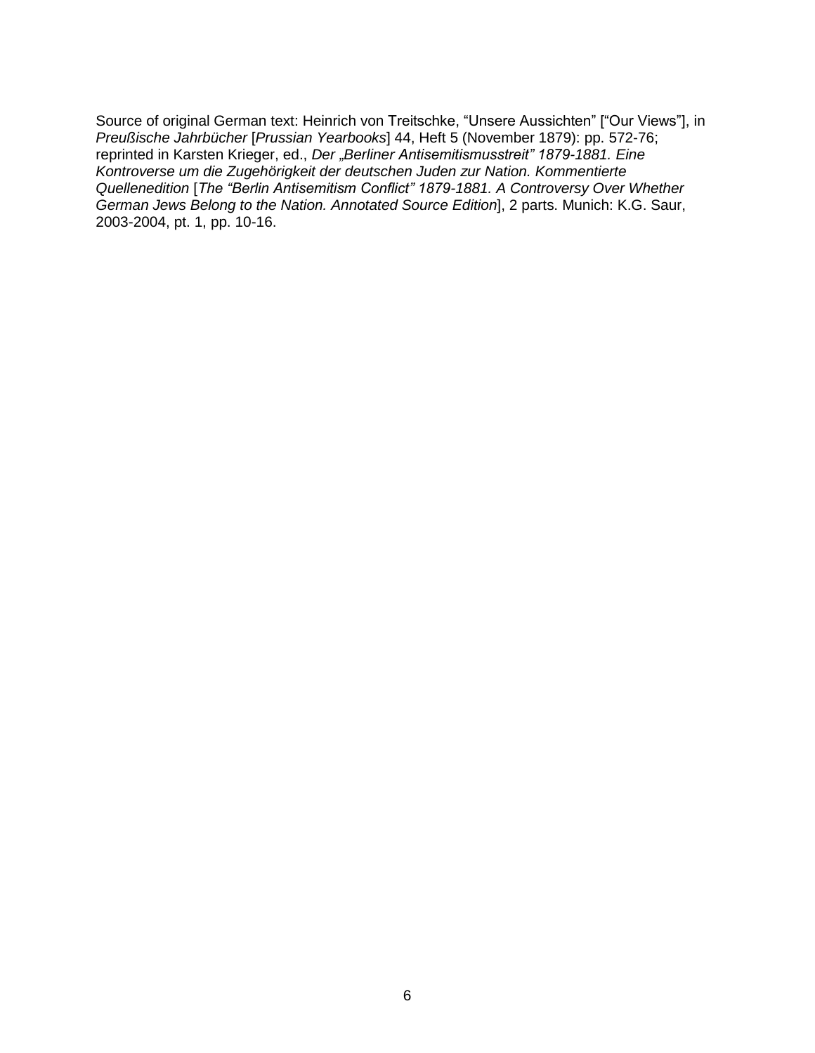Source of original German text: Heinrich von Treitschke, “Unsere Aussichten” [“Our Views”], in *Preußische Jahrbücher* [*Prussian Yearbooks*] 44, Heft 5 (November 1879): pp. 572-76; reprinted in Karsten Krieger, ed., *Der „Berliner Antisemitismusstreit” 1879-1881. Eine Kontroverse um die Zugehörigkeit der deutschen Juden zur Nation. Kommentierte Quellenedition* [*The “Berlin Antisemitism Conflict” 1879-1881. A Controversy Over Whether German Jews Belong to the Nation. Annotated Source Edition*], 2 parts. Munich: K.G. Saur, 2003-2004, pt. 1, pp. 10-16.